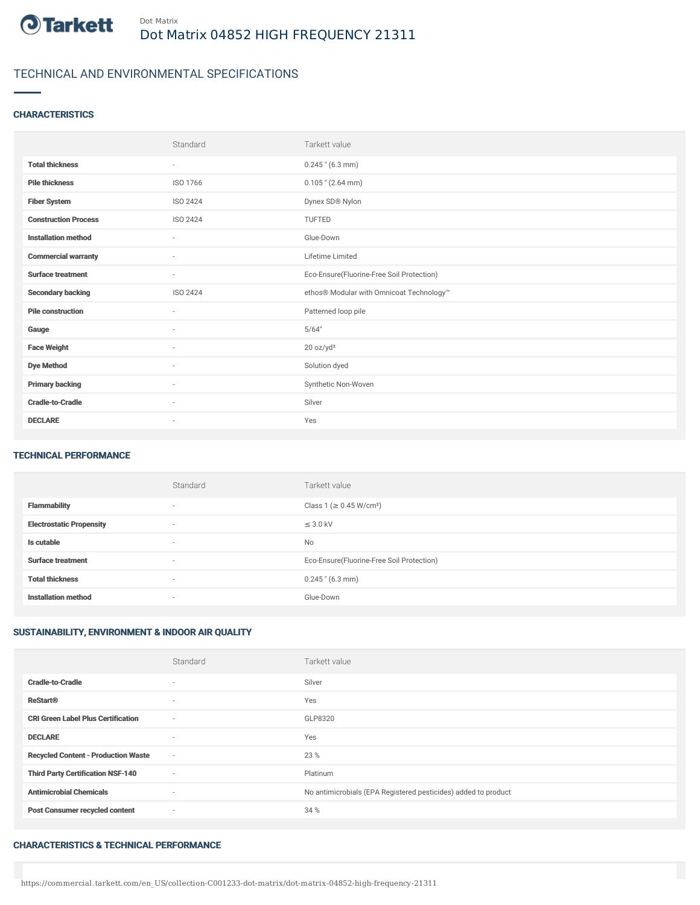Tarkett

Dot Matrix

# Dot Matrix 04852 HIGH FREQUENCY 21311

## TECHNICAL AND ENVIRONMENTAL SPECIFICATIONS

### CHARACTERISTICS

| | Standard | Tarkett value |
|---|---|---|
| **Total thickness** | - | 0.245 " (6.3 mm) |
| **Pile thickness** | ISO 1766 | 0.105 " (2.64 mm) |
| **Fiber System** | ISO 2424 | Dynex SD® Nylon |
| **Construction Process** | ISO 2424 | TUFTED |
| **Installation method** | - | Glue-Down |
| **Commercial warranty** | - | Lifetime Limited |
| **Surface treatment** | - | Eco-Ensure(Fluorine-Free Soil Protection) |
| **Secondary backing** | ISO 2424 | ethos® Modular with Omnicoat Technology™ |
| **Pile construction** | - | Patterned loop pile |
| **Gauge** | - | 5/64" |
| **Face Weight** | - | 20 oz/yd² |
| **Dye Method** | - | Solution dyed |
| **Primary backing** | - | Synthetic Non-Woven |
| **Cradle-to-Cradle** | - | Silver |
| **DECLARE** | - | Yes |

### TECHNICAL PERFORMANCE

| | Standard | Tarkett value |
|---|---|---|
| **Flammability** | - | Class 1 (≥ 0.45 W/cm²) |
| **Electrostatic Propensity** | - | ≤ 3.0 kV |
| **Is cutable** | - | No |
| **Surface treatment** | - | Eco-Ensure(Fluorine-Free Soil Protection) |
| **Total thickness** | - | 0.245 " (6.3 mm) |
| **Installation method** | - | Glue-Down |

### SUSTAINABILITY, ENVIRONMENT & INDOOR AIR QUALITY

| | Standard | Tarkett value |
|---|---|---|
| **Cradle-to-Cradle** | - | Silver |
| **ReStart®** | - | Yes |
| **CRI Green Label Plus Certification** | - | GLP8320 |
| **DECLARE** | - | Yes |
| **Recycled Content - Production Waste** | - | 23 % |
| **Third Party Certification NSF-140** | - | Platinum |
| **Antimicrobial Chemicals** | - | No antimicrobials (EPA Registered pesticides) added to product |
| **Post Consumer recycled content** | - | 34 % |

### CHARACTERISTICS & TECHNICAL PERFORMANCE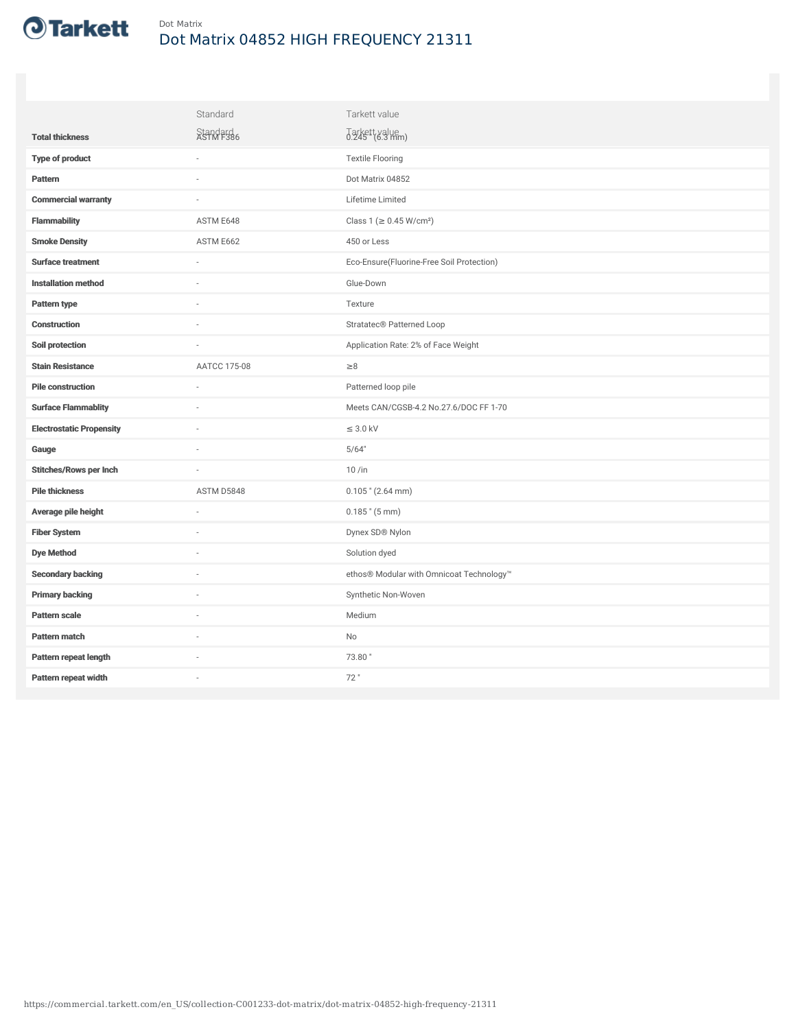Dot Matrix

# Dot Matrix 04852 HIGH FREQUENCY 21311

| | Standard | Tarkett value |
| --- | --- | --- |
| **Total thickness** | ASTM F386 | 0.245 " (6.3 mm) |
| **Type of product** | - | Textile Flooring |
| **Pattern** | - | Dot Matrix 04852 |
| **Commercial warranty** | - | Lifetime Limited |
| **Flammability** | ASTM E648 | Class 1 (≥ 0.45 W/cm²) |
| **Smoke Density** | ASTM E662 | 450 or Less |
| **Surface treatment** | - | Eco-Ensure(Fluorine-Free Soil Protection) |
| **Installation method** | - | Glue-Down |
| **Pattern type** | - | Texture |
| **Construction** | - | Stratatec® Patterned Loop |
| **Soil protection** | - | Application Rate: 2% of Face Weight |
| **Stain Resistance** | AATCC 175-08 | ≥8 |
| **Pile construction** | - | Patterned loop pile |
| **Surface Flammablity** | - | Meets CAN/CGSB-4.2 No.27.6/DOC FF 1-70 |
| **Electrostatic Propensity** | - | ≤ 3.0 kV |
| **Gauge** | - | 5/64" |
| **Stitches/Rows per Inch** | - | 10 /in |
| **Pile thickness** | ASTM D5848 | 0.105 " (2.64 mm) |
| **Average pile height** | - | 0.185 " (5 mm) |
| **Fiber System** | - | Dynex SD® Nylon |
| **Dye Method** | - | Solution dyed |
| **Secondary backing** | - | ethos® Modular with Omnicoat Technology™ |
| **Primary backing** | - | Synthetic Non-Woven |
| **Pattern scale** | - | Medium |
| **Pattern match** | - | No |
| **Pattern repeat length** | - | 73.80 " |
| **Pattern repeat width** | - | 72 " |